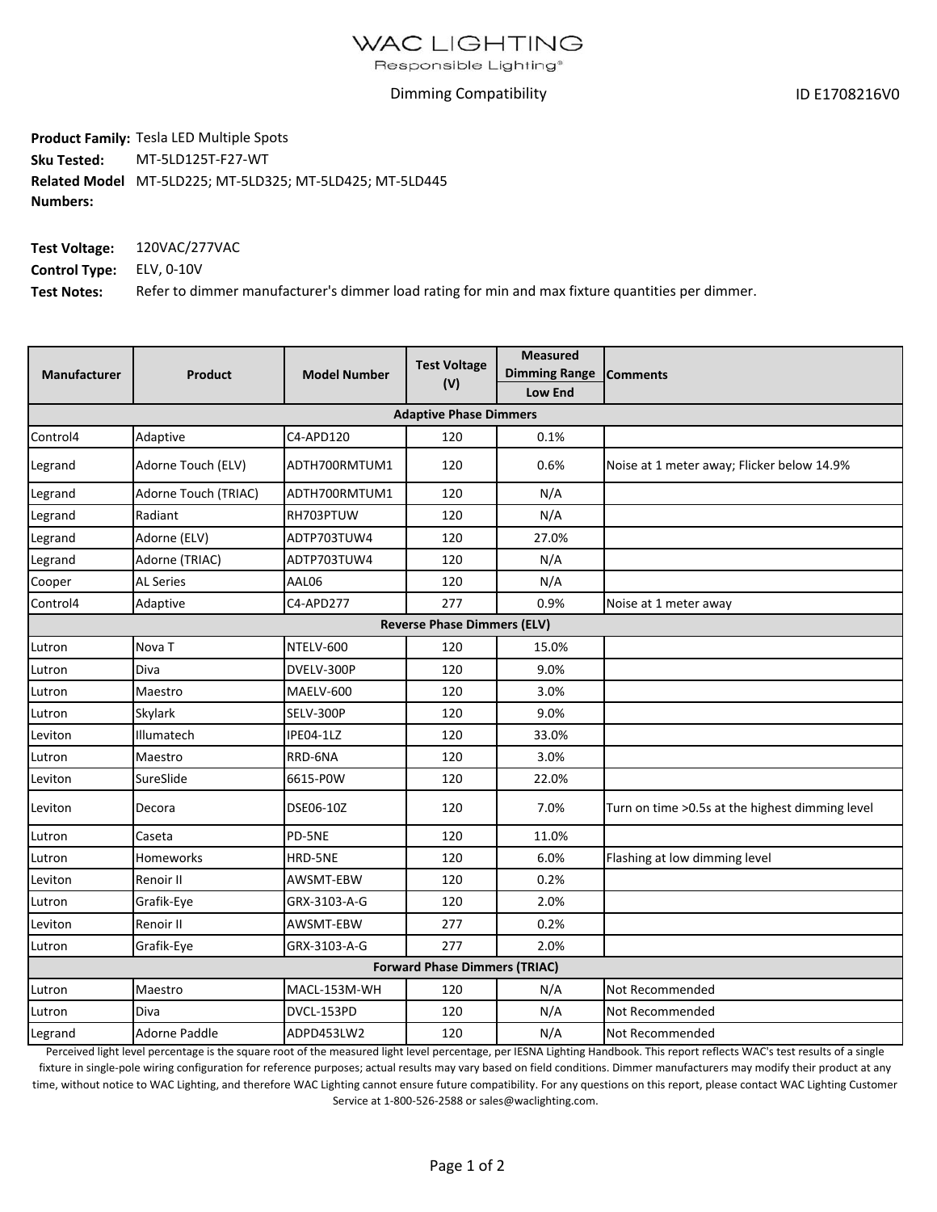# WAC LIGHTING

Responsible Lighting®

Dimming Compatibility

ID E1708216V0

**Product Family:** Tesla LED Multiple Spots
**Sku Tested:** MT-5LD125T-F27-WT
**Related Model Numbers:** MT-5LD225; MT-5LD325; MT-5LD425; MT-5LD445

**Test Voltage:** 120VAC/277VAC
**Control Type:** ELV, 0-10V
**Test Notes:** Refer to dimmer manufacturer's dimmer load rating for min and max fixture quantities per dimmer.

| Manufacturer | Product | Model Number | Test Voltage (V) | Measured Dimming Range | Comments |
|---|---|---|---|---|---|
| | | | | Low End | |
| **Adaptive Phase Dimmers** | | | | | |
| Control4 | Adaptive | C4-APD120 | 120 | 0.1% | |
| Legrand | Adorne Touch (ELV) | ADTH700RMTUM1 | 120 | 0.6% | Noise at 1 meter away; Flicker below 14.9% |
| Legrand | Adorne Touch (TRIAC) | ADTH700RMTUM1 | 120 | N/A | |
| Legrand | Radiant | RH703PTUW | 120 | N/A | |
| Legrand | Adorne (ELV) | ADTP703TUW4 | 120 | 27.0% | |
| Legrand | Adorne (TRIAC) | ADTP703TUW4 | 120 | N/A | |
| Cooper | AL Series | AAL06 | 120 | N/A | |
| Control4 | Adaptive | C4-APD277 | 277 | 0.9% | Noise at 1 meter away |
| **Reverse Phase Dimmers (ELV)** | | | | | |
| Lutron | Nova T | NTELV-600 | 120 | 15.0% | |
| Lutron | Diva | DVELV-300P | 120 | 9.0% | |
| Lutron | Maestro | MAELV-600 | 120 | 3.0% | |
| Lutron | Skylark | SELV-300P | 120 | 9.0% | |
| Leviton | Illumatech | IPE04-1LZ | 120 | 33.0% | |
| Lutron | Maestro | RRD-6NA | 120 | 3.0% | |
| Leviton | SureSlide | 6615-P0W | 120 | 22.0% | |
| Leviton | Decora | DSE06-10Z | 120 | 7.0% | Turn on time >0.5s at the highest dimming level |
| Lutron | Caseta | PD-5NE | 120 | 11.0% | |
| Lutron | Homeworks | HRD-5NE | 120 | 6.0% | Flashing at low dimming level |
| Leviton | Renoir II | AWSMT-EBW | 120 | 0.2% | |
| Lutron | Grafik-Eye | GRX-3103-A-G | 120 | 2.0% | |
| Leviton | Renoir II | AWSMT-EBW | 277 | 0.2% | |
| Lutron | Grafik-Eye | GRX-3103-A-G | 277 | 2.0% | |
| **Forward Phase Dimmers (TRIAC)** | | | | | |
| Lutron | Maestro | MACL-153M-WH | 120 | N/A | Not Recommended |
| Lutron | Diva | DVCL-153PD | 120 | N/A | Not Recommended |
| Legrand | Adorne Paddle | ADPD453LW2 | 120 | N/A | Not Recommended |

Perceived light level percentage is the square root of the measured light level percentage, per IESNA Lighting Handbook. This report reflects WAC's test results of a single fixture in single-pole wiring configuration for reference purposes; actual results may vary based on field conditions. Dimmer manufacturers may modify their product at any time, without notice to WAC Lighting, and therefore WAC Lighting cannot ensure future compatibility. For any questions on this report, please contact WAC Lighting Customer Service at 1-800-526-2588 or sales@waclighting.com.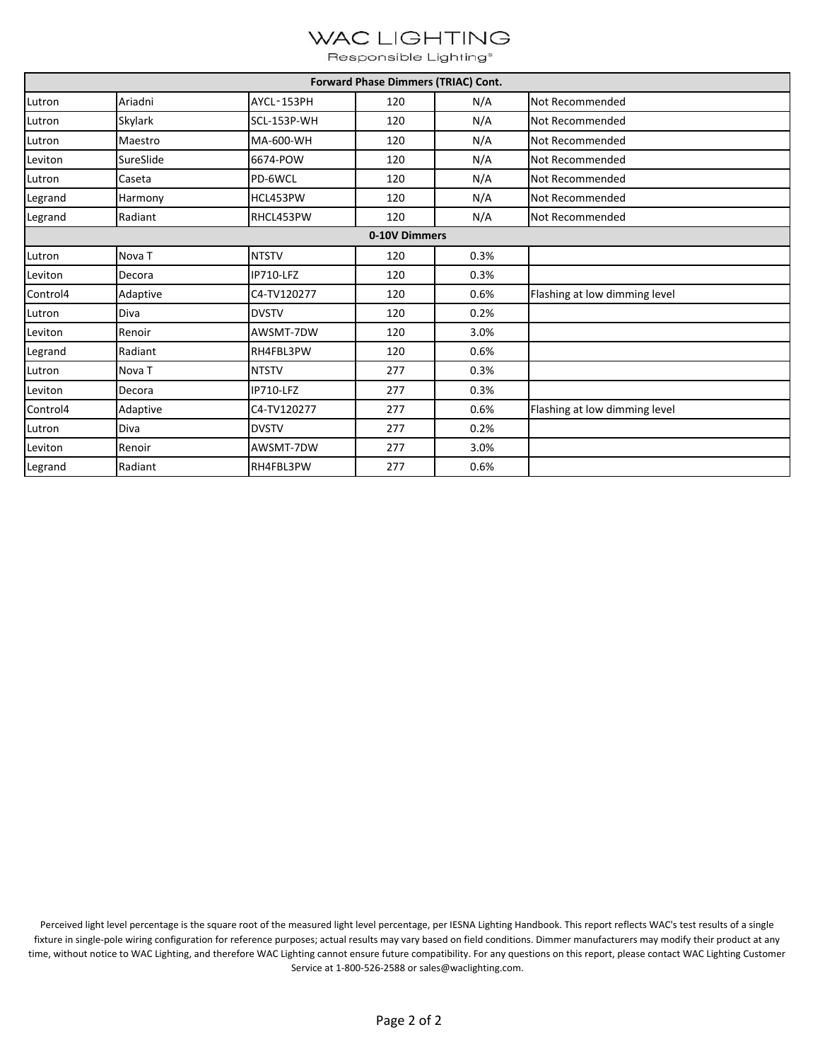| | | | | | |
|---|---|---|---|---|---|
| **Forward Phase Dimmers (TRIAC) Cont.** | | | | | |
| Lutron | Ariadni | AYCL-153PH | 120 | N/A | Not Recommended |
| Lutron | Skylark | SCL-153P-WH | 120 | N/A | Not Recommended |
| Lutron | Maestro | MA-600-WH | 120 | N/A | Not Recommended |
| Leviton | SureSlide | 6674-POW | 120 | N/A | Not Recommended |
| Lutron | Caseta | PD-6WCL | 120 | N/A | Not Recommended |
| Legrand | Harmony | HCL453PW | 120 | N/A | Not Recommended |
| Legrand | Radiant | RHCL453PW | 120 | N/A | Not Recommended |
| **0-10V Dimmers** | | | | | |
| Lutron | Nova T | NTSTV | 120 | 0.3% | |
| Leviton | Decora | IP710-LFZ | 120 | 0.3% | |
| Control4 | Adaptive | C4-TV120277 | 120 | 0.6% | Flashing at low dimming level |
| Lutron | Diva | DVSTV | 120 | 0.2% | |
| Leviton | Renoir | AWSMT-7DW | 120 | 3.0% | |
| Legrand | Radiant | RH4FBL3PW | 120 | 0.6% | |
| Lutron | Nova T | NTSTV | 277 | 0.3% | |
| Leviton | Decora | IP710-LFZ | 277 | 0.3% | |
| Control4 | Adaptive | C4-TV120277 | 277 | 0.6% | Flashing at low dimming level |
| Lutron | Diva | DVSTV | 277 | 0.2% | |
| Leviton | Renoir | AWSMT-7DW | 277 | 3.0% | |
| Legrand | Radiant | RH4FBL3PW | 277 or | 0.6% | |

Perceived light level percentage is the square root of the measured light level percentage, per IESNA Lighting Handbook. This report reflects WAC's test results of a single fixture in single-pole wiring configuration for reference purposes; actual results may vary based on field conditions. Dimmer manufacturers may modify their product at any time, without notice to WAC Lighting, and therefore WAC Lighting cannot ensure future compatibility. For any questions on this report, please contact WAC Lighting Customer Service at 1-800-526-2588 or sales@waclighting.com.